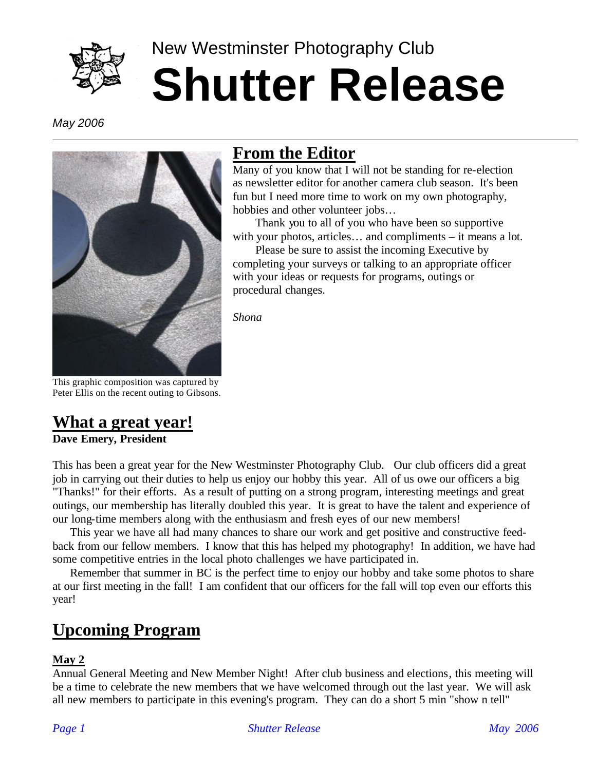New Westminster Photography Club

# Shutter Release

*May 2006*

This graphic composition was captured by Peter Ellis on the recent outing to Gibsons.

## From the Editor

Many of you know that I will not be standing for re-election as newsletter editor for another camera club season. It's been fun but I need more time to work on my own photography, hobbies and other volunteer jobs…

Thank you to all of you who have been so supportive with your photos, articles… and compliments – it means a lot.

Please be sure to assist the incoming Executive by completing your surveys or talking to an appropriate officer with your ideas or requests for programs, outings or procedural changes.

*Shona*

## What a great year!

**Dave Emery, President**

This has been a great year for the New Westminster Photography Club. Our club officers did a great job in carrying out their duties to help us enjoy our hobby this year. All of us owe our officers a big "Thanks!" for their efforts. As a result of putting on a strong program, interesting meetings and great outings, our membership has literally doubled this year. It is great to have the talent and experience of our long-time members along with the enthusiasm and fresh eyes of our new members!

This year we have all had many chances to share our work and get positive and constructive feedback from our fellow members. I know that this has helped my photography! In addition, we have had some competitive entries in the local photo challenges we have participated in.

Remember that summer in BC is the perfect time to enjoy our hobby and take some photos to share at our first meeting in the fall! I am confident that our officers for the fall will top even our efforts this year!

## Upcoming Program

**May 2**

Annual General Meeting and New Member Night! After club business and elections, this meeting will be a time to celebrate the new members that we have welcomed through out the last year. We will ask all new members to participate in this evening's program. They can do a short 5 min "show n tell"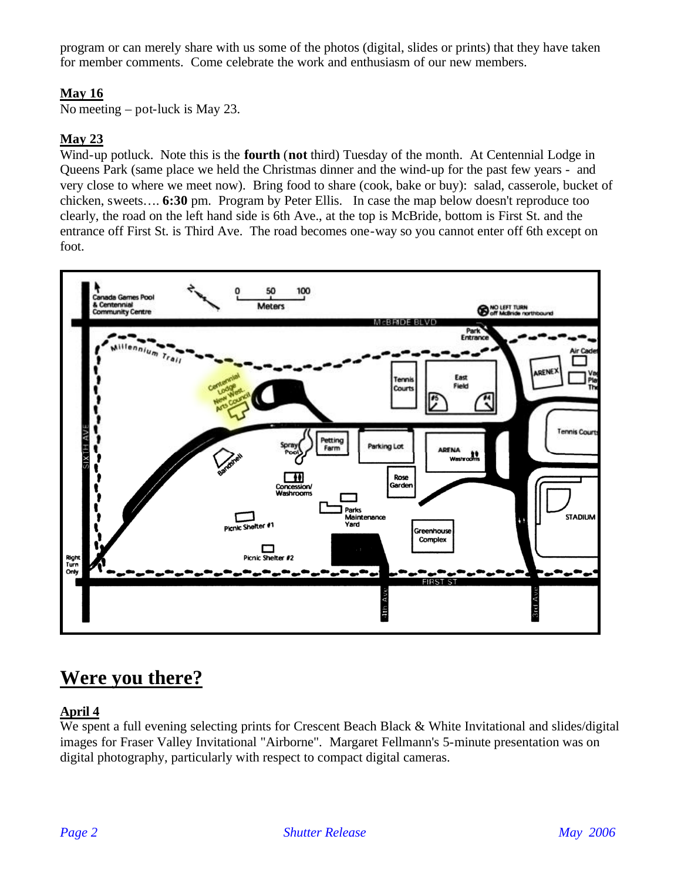program or can merely share with us some of the photos (digital, slides or prints) that they have taken for member comments. Come celebrate the work and enthusiasm of our new members.

**May 16**

No meeting – pot-luck is May 23.

**May 23**

Wind-up potluck. Note this is the **fourth** (**not** third) Tuesday of the month. At Centennial Lodge in Queens Park (same place we held the Christmas dinner and the wind-up for the past few years - and very close to where we meet now). Bring food to share (cook, bake or buy): salad, casserole, bucket of chicken, sweets…. **6:30** pm. Program by Peter Ellis. In case the map below doesn't reproduce too clearly, the road on the left hand side is 6th Ave., at the top is McBride, bottom is First St. and the entrance off First St. is Third Ave. The road becomes one-way so you cannot enter off 6th except on foot.

# Were you there?

**April 4**

We spent a full evening selecting prints for Crescent Beach Black & White Invitational and slides/digital images for Fraser Valley Invitational "Airborne". Margaret Fellmann's 5-minute presentation was on digital photography, particularly with respect to compact digital cameras.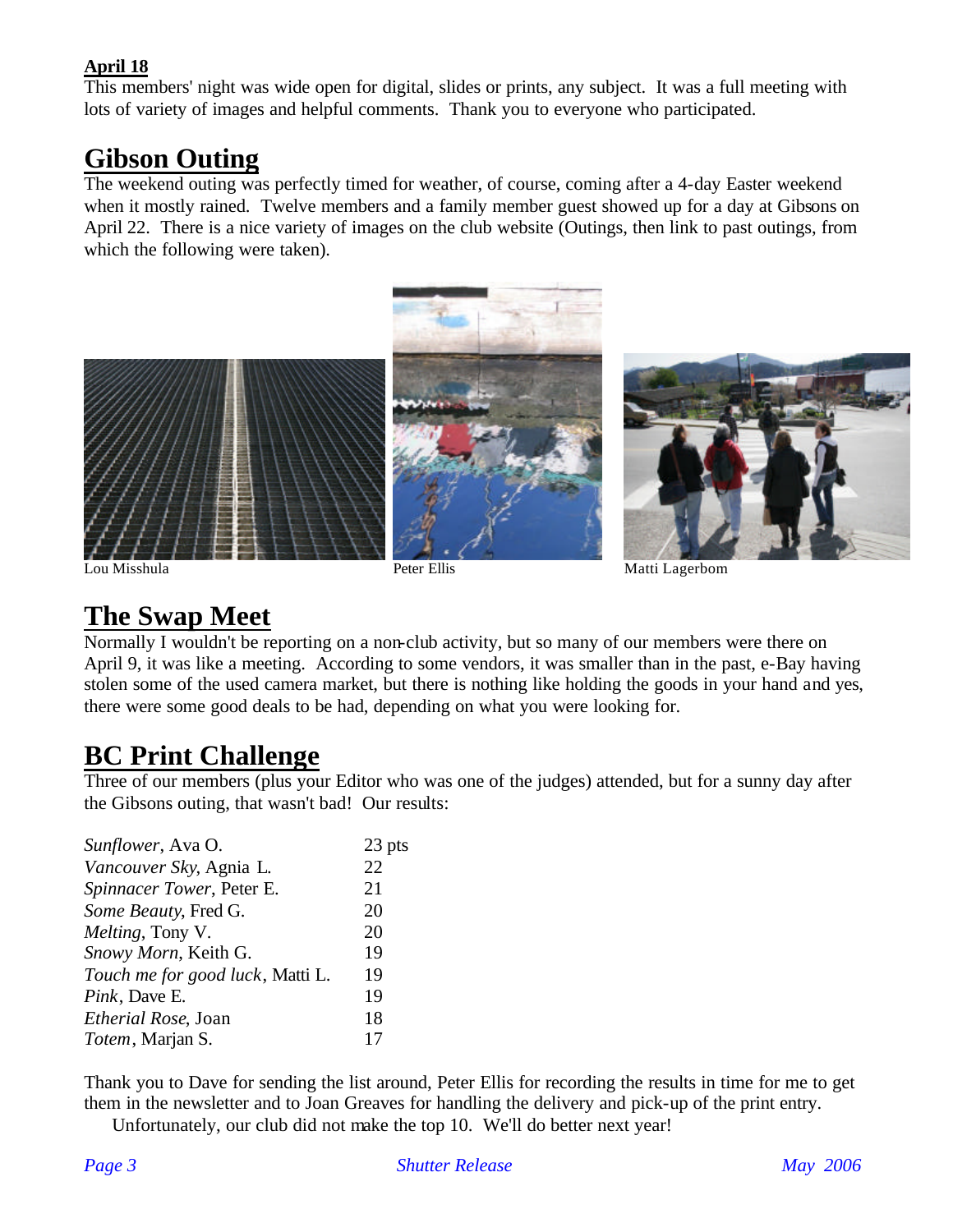**April 18**

This members' night was wide open for digital, slides or prints, any subject. It was a full meeting with lots of variety of images and helpful comments. Thank you to everyone who participated.

## Gibson Outing

The weekend outing was perfectly timed for weather, of course, coming after a 4-day Easter weekend when it mostly rained. Twelve members and a family member guest showed up for a day at Gibsons on April 22. There is a nice variety of images on the club website (Outings, then link to past outings, from which the following were taken).

Lou Misshula

Peter Ellis

Matti Lagerbom

## The Swap Meet

Normally I wouldn't be reporting on a non-club activity, but so many of our members were there on April 9, it was like a meeting. According to some vendors, it was smaller than in the past, e-Bay having stolen some of the used camera market, but there is nothing like holding the goods in your hand and yes, there were some good deals to be had, depending on what you were looking for.

## BC Print Challenge

Three of our members (plus your Editor who was one of the judges) attended, but for a sunny day after the Gibsons outing, that wasn't bad! Our results:

| | |
|---|---|
| *Sunflower*, Ava O. | 23 pts |
| *Vancouver Sky*, Agnia L. | 22 |
| *Spinnacer Tower*, Peter E. | 21 |
| *Some Beauty*, Fred G. | 20 |
| *Melting*, Tony V. | 20 |
| *Snowy Morn*, Keith G. | 19 |
| *Touch me for good luck*, Matti L. | 19 |
| *Pink*, Dave E. | 19 |
| *Etherial Rose*, Joan | 18 |
| *Totem*, Marjan S. | 17 |

Thank you to Dave for sending the list around, Peter Ellis for recording the results in time for me to get them in the newsletter and to Joan Greaves for handling the delivery and pick-up of the print entry.

Unfortunately, our club did not make the top 10. We'll do better next year!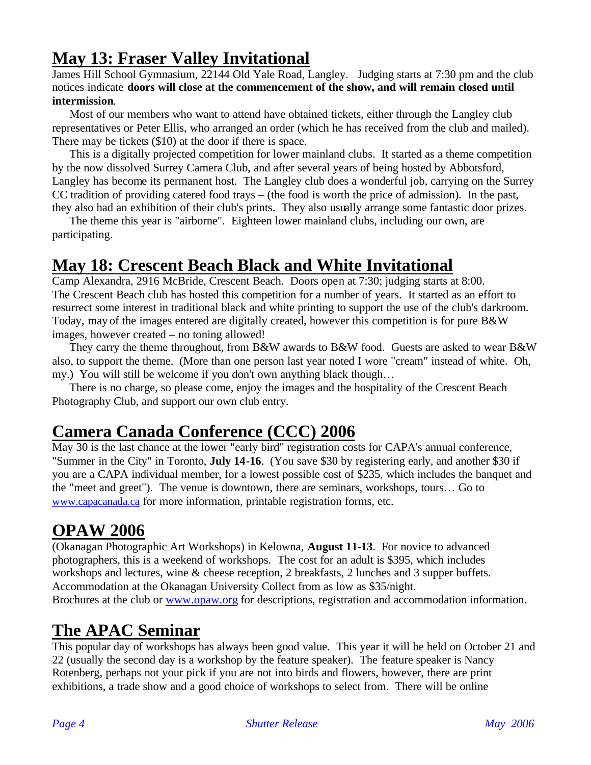## May 13: Fraser Valley Invitational

James Hill School Gymnasium, 22144 Old Yale Road, Langley. Judging starts at 7:30 pm and the club notices indicate **doors will close at the commencement of the show, and will remain closed until intermission**.

Most of our members who want to attend have obtained tickets, either through the Langley club representatives or Peter Ellis, who arranged an order (which he has received from the club and mailed). There may be tickets ($10) at the door if there is space.

This is a digitally projected competition for lower mainland clubs. It started as a theme competition by the now dissolved Surrey Camera Club, and after several years of being hosted by Abbotsford, Langley has become its permanent host. The Langley club does a wonderful job, carrying on the Surrey CC tradition of providing catered food trays – (the food is worth the price of admission). In the past, they also had an exhibition of their club's prints. They also usually arrange some fantastic door prizes.

The theme this year is "airborne". Eighteen lower mainland clubs, including our own, are participating.

## May 18: Crescent Beach Black and White Invitational

Camp Alexandra, 2916 McBride, Crescent Beach. Doors open at 7:30; judging starts at 8:00. The Crescent Beach club has hosted this competition for a number of years. It started as an effort to resurrect some interest in traditional black and white printing to support the use of the club's darkroom. Today, may of the images entered are digitally created, however this competition is for pure B&W images, however created – no toning allowed!

They carry the theme throughout, from B&W awards to B&W food. Guests are asked to wear B&W also, to support the theme. (More than one person last year noted I wore "cream" instead of white. Oh, my.) You will still be welcome if you don't own anything black though…

There is no charge, so please come, enjoy the images and the hospitality of the Crescent Beach Photography Club, and support our own club entry.

## Camera Canada Conference (CCC) 2006

May 30 is the last chance at the lower "early bird" registration costs for CAPA's annual conference, "Summer in the City" in Toronto, **July 14-16**. (You save $30 by registering early, and another $30 if you are a CAPA individual member, for a lowest possible cost of $235, which includes the banquet and the "meet and greet"). The venue is downtown, there are seminars, workshops, tours… Go to www.capacanada.ca for more information, printable registration forms, etc.

## OPAW 2006

(Okanagan Photographic Art Workshops) in Kelowna, **August 11-13**. For novice to advanced photographers, this is a weekend of workshops. The cost for an adult is $395, which includes workshops and lectures, wine & cheese reception, 2 breakfasts, 2 lunches and 3 supper buffets. Accommodation at the Okanagan University Collect from as low as $35/night.
Brochures at the club or www.opaw.org for descriptions, registration and accommodation information.

## The APAC Seminar

This popular day of workshops has always been good value. This year it will be held on October 21 and 22 (usually the second day is a workshop by the feature speaker). The feature speaker is Nancy Rotenberg, perhaps not your pick if you are not into birds and flowers, however, there are print exhibitions, a trade show and a good choice of workshops to select from. There will be online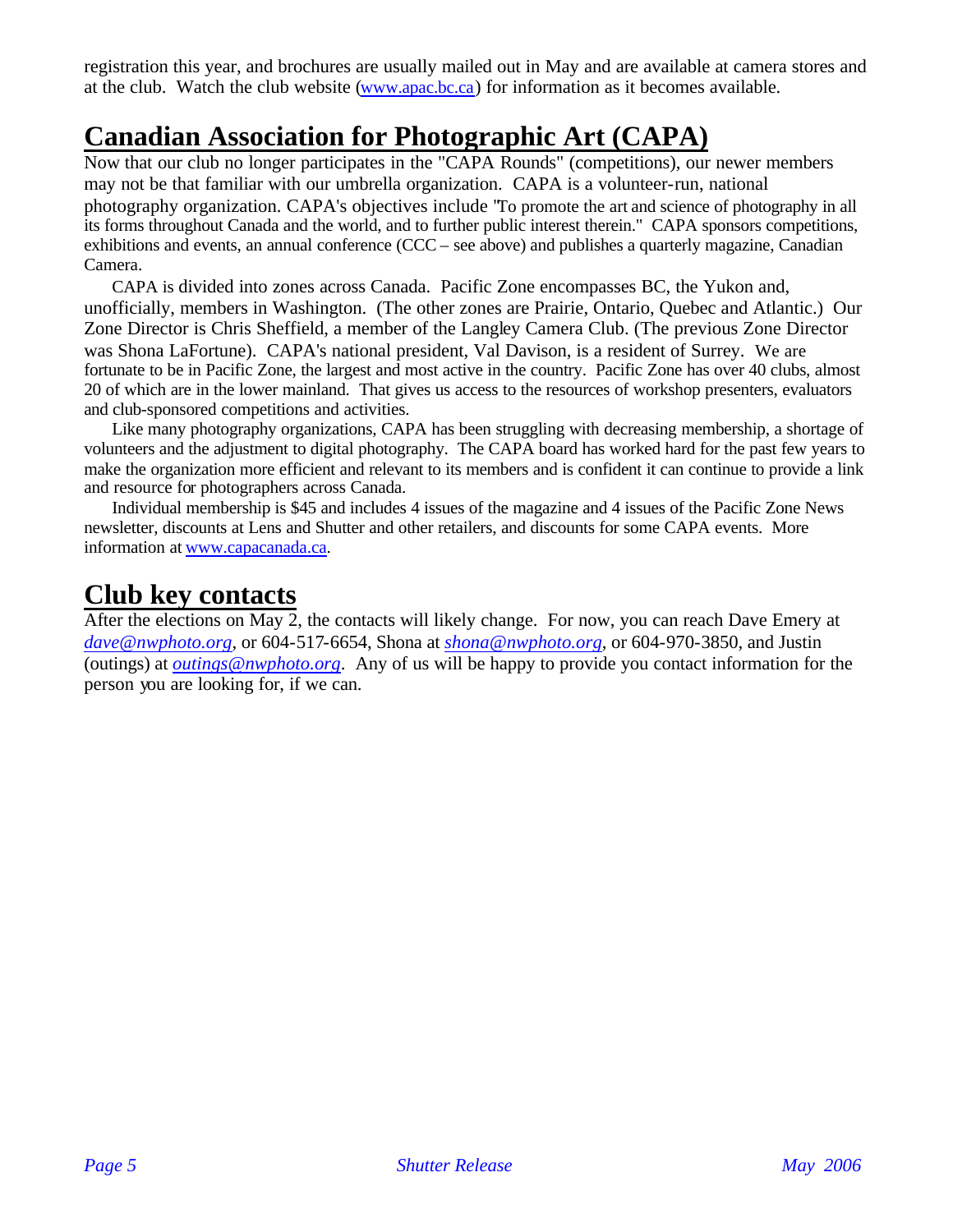registration this year, and brochures are usually mailed out in May and are available at camera stores and at the club. Watch the club website (www.apac.bc.ca) for information as it becomes available.

## Canadian Association for Photographic Art (CAPA)

Now that our club no longer participates in the "CAPA Rounds" (competitions), our newer members may not be that familiar with our umbrella organization. CAPA is a volunteer-run, national photography organization. CAPA's objectives include "To promote the art and science of photography in all its forms throughout Canada and the world, and to further public interest therein." CAPA sponsors competitions, exhibitions and events, an annual conference (CCC – see above) and publishes a quarterly magazine, Canadian Camera.

CAPA is divided into zones across Canada. Pacific Zone encompasses BC, the Yukon and, unofficially, members in Washington. (The other zones are Prairie, Ontario, Quebec and Atlantic.) Our Zone Director is Chris Sheffield, a member of the Langley Camera Club. (The previous Zone Director was Shona LaFortune). CAPA's national president, Val Davison, is a resident of Surrey. We are fortunate to be in Pacific Zone, the largest and most active in the country. Pacific Zone has over 40 clubs, almost 20 of which are in the lower mainland. That gives us access to the resources of workshop presenters, evaluators and club-sponsored competitions and activities.

Like many photography organizations, CAPA has been struggling with decreasing membership, a shortage of volunteers and the adjustment to digital photography. The CAPA board has worked hard for the past few years to make the organization more efficient and relevant to its members and is confident it can continue to provide a link and resource for photographers across Canada.

Individual membership is $45 and includes 4 issues of the magazine and 4 issues of the Pacific Zone News newsletter, discounts at Lens and Shutter and other retailers, and discounts for some CAPA events. More information at www.capacanada.ca.

## Club key contacts

After the elections on May 2, the contacts will likely change. For now, you can reach Dave Emery at *dave@nwphoto.org*, or 604-517-6654, Shona at *shona@nwphoto.org*, or 604-970-3850, and Justin (outings) at *outings@nwphoto.org*. Any of us will be happy to provide you contact information for the person you are looking for, if we can.